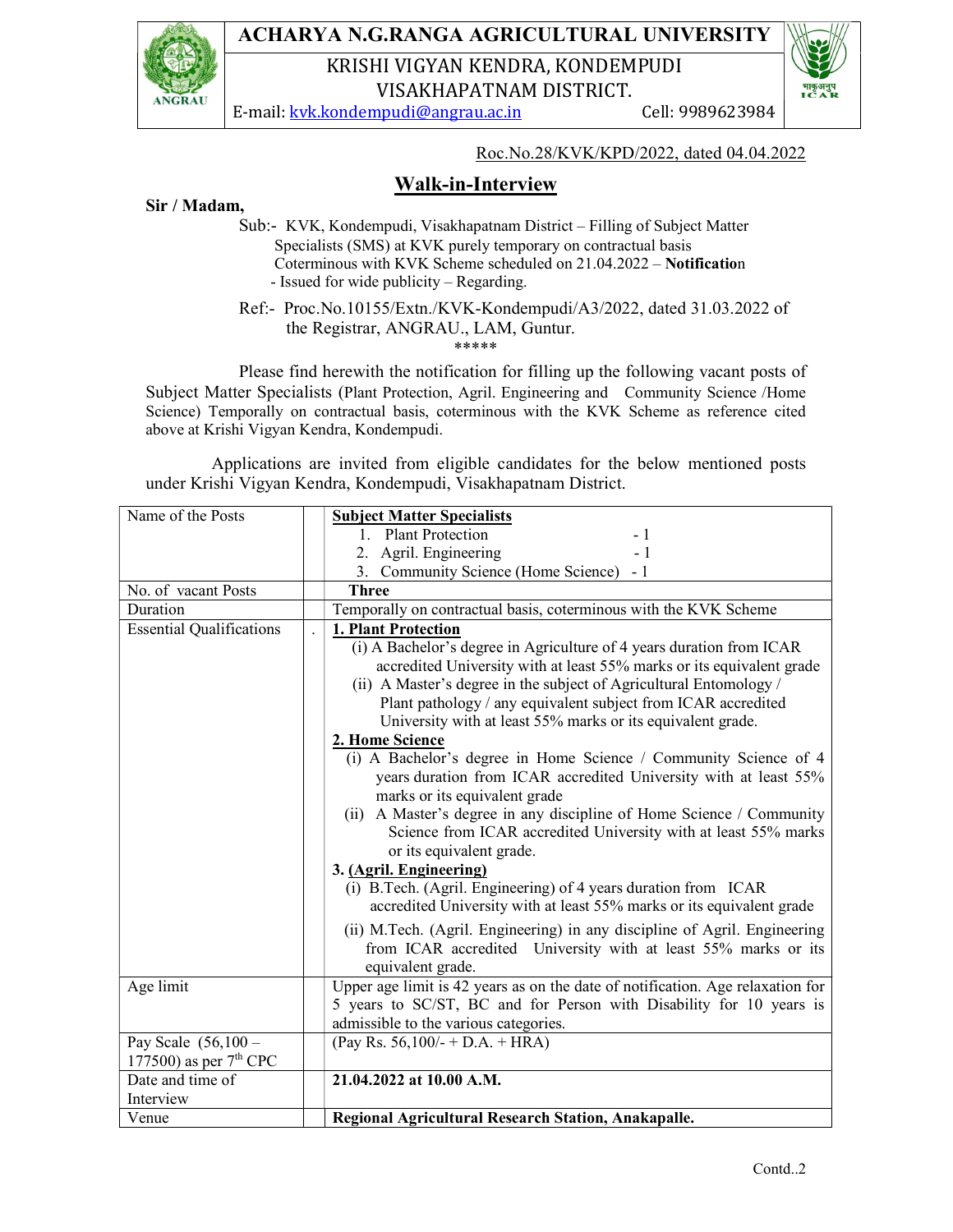# ACHARYA N.G.RANGA AGRICULTURAL UNIVERSITY

## KRISHI VIGYAN KENDRA, KONDEMPUDI
## VISAKHAPATNAM DISTRICT.

E-mail: kvk.kondempudi@angrau.ac.in Cell: 9989623984

Roc.No.28/KVK/KPD/2022, dated 04.04.2022

## Walk-in-Interview

**Sir / Madam,**

Sub:- KVK, Kondempudi, Visakhapatnam District – Filling of Subject Matter Specialists (SMS) at KVK purely temporary on contractual basis Coterminous with KVK Scheme scheduled on 21.04.2022 – **Notification** - Issued for wide publicity – Regarding.

Ref:- Proc.No.10155/Extn./KVK-Kondempudi/A3/2022, dated 31.03.2022 of the Registrar, ANGRAU., LAM, Guntur.

\*\*\*\*\*

Please find herewith the notification for filling up the following vacant posts of Subject Matter Specialists (Plant Protection, Agril. Engineering and Community Science /Home Science) Temporally on contractual basis, coterminous with the KVK Scheme as reference cited above at Krishi Vigyan Kendra, Kondempudi.

Applications are invited from eligible candidates for the below mentioned posts under Krishi Vigyan Kendra, Kondempudi, Visakhapatnam District.

| | | |
|---|---|---|
| Name of the Posts | | **Subject Matter Specialists**<br>1. Plant Protection - 1<br>2. Agril. Engineering - 1<br>3. Community Science (Home Science) - 1 |
| No. of vacant Posts | | **Three** |
| Duration | | Temporally on contractual basis, coterminous with the KVK Scheme |
| Essential Qualifications | . | **1. Plant Protection**<br>(i) A Bachelor's degree in Agriculture of 4 years duration from ICAR accredited University with at least 55% marks or its equivalent grade<br>(ii) A Master's degree in the subject of Agricultural Entomology / Plant pathology / any equivalent subject from ICAR accredited University with at least 55% marks or its equivalent grade.<br>**2. Home Science**<br>(i) A Bachelor's degree in Home Science / Community Science of 4 years duration from ICAR accredited University with at least 55% marks or its equivalent grade<br>(ii) A Master's degree in any discipline of Home Science / Community Science from ICAR accredited University with at least 55% marks or its equivalent grade.<br>**3. (Agril. Engineering)**<br>(i) B.Tech. (Agril. Engineering) of 4 years duration from ICAR accredited University with at least 55% marks or its equivalent grade<br>(ii) M.Tech. (Agril. Engineering) in any discipline of Agril. Engineering from ICAR accredited University with at least 55% marks or its equivalent grade. |
| Age limit | | Upper age limit is 42 years as on the date of notification. Age relaxation for 5 years to SC/ST, BC and for Person with Disability for 10 years is admissible to the various categories. |
| Pay Scale (56,100 – 177500) as per 7th CPC | | (Pay Rs. 56,100/- + D.A. + HRA) |
| Date and time of Interview | | **21.04.2022 at 10.00 A.M.** |
| Venue | | **Regional Agricultural Research Station, Anakapalle.** |

Contd..2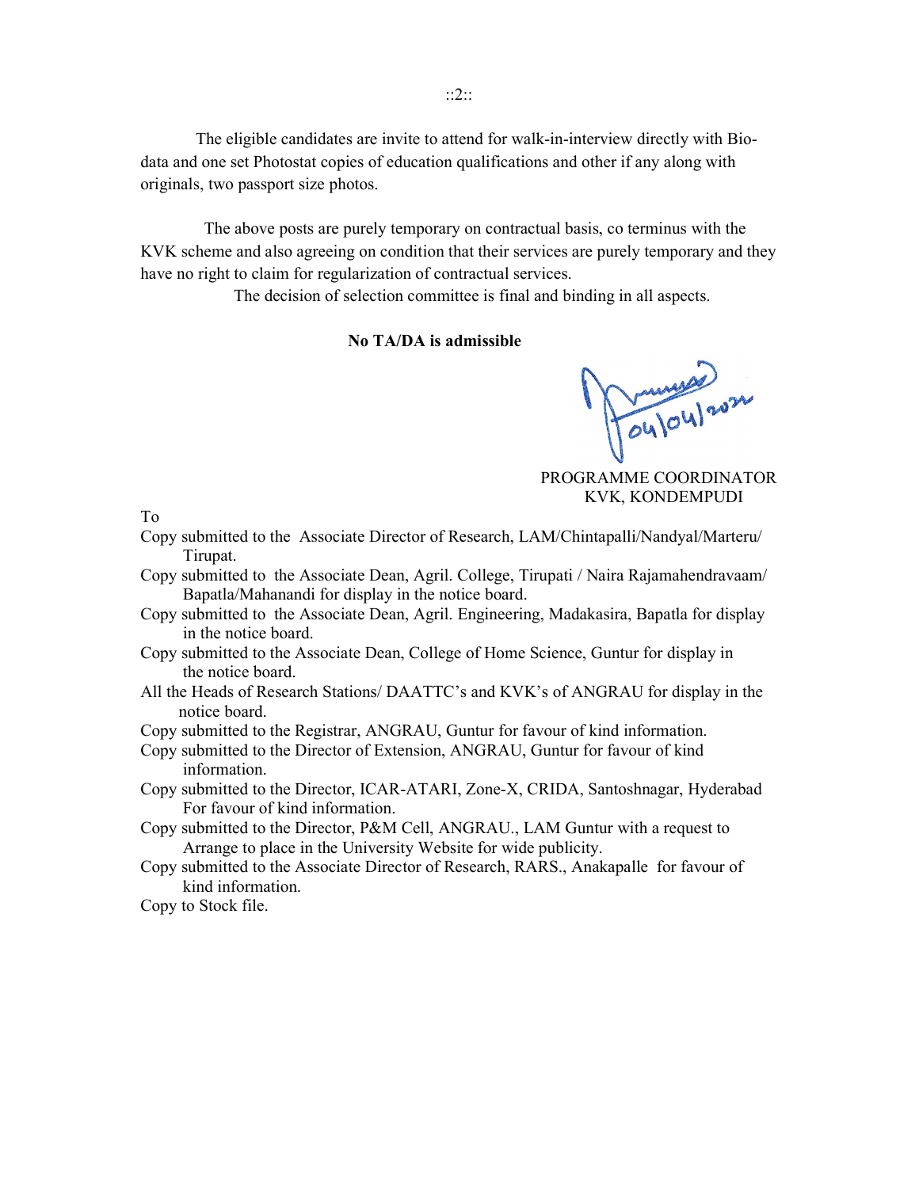The eligible candidates are invite to attend for walk-in-interview directly with Bio-data and one set Photostat copies of education qualifications and other if any along with originals, two passport size photos.

The above posts are purely temporary on contractual basis, co terminus with the KVK scheme and also agreeing on condition that their services are purely temporary and they have no right to claim for regularization of contractual services.

The decision of selection committee is final and binding in all aspects.

**No TA/DA is admissible**

04/04/2022

PROGRAMME COORDINATOR
KVK, KONDEMPUDI

To

Copy submitted to the Associate Director of Research, LAM/Chintapalli/Nandyal/Marteru/ Tirupat.

Copy submitted to the Associate Dean, Agril. College, Tirupati / Naira Rajamahendravaam/ Bapatla/Mahanandi for display in the notice board.

Copy submitted to the Associate Dean, Agril. Engineering, Madakasira, Bapatla for display in the notice board.

Copy submitted to the Associate Dean, College of Home Science, Guntur for display in the notice board.

All the Heads of Research Stations/ DAATTC's and KVK's of ANGRAU for display in the notice board.

Copy submitted to the Registrar, ANGRAU, Guntur for favour of kind information.

Copy submitted to the Director of Extension, ANGRAU, Guntur for favour of kind information.

Copy submitted to the Director, ICAR-ATARI, Zone-X, CRIDA, Santoshnagar, Hyderabad For favour of kind information.

Copy submitted to the Director, P&M Cell, ANGRAU., LAM Guntur with a request to Arrange to place in the University Website for wide publicity.

Copy submitted to the Associate Director of Research, RARS., Anakapalle for favour of kind information.

Copy to Stock file.